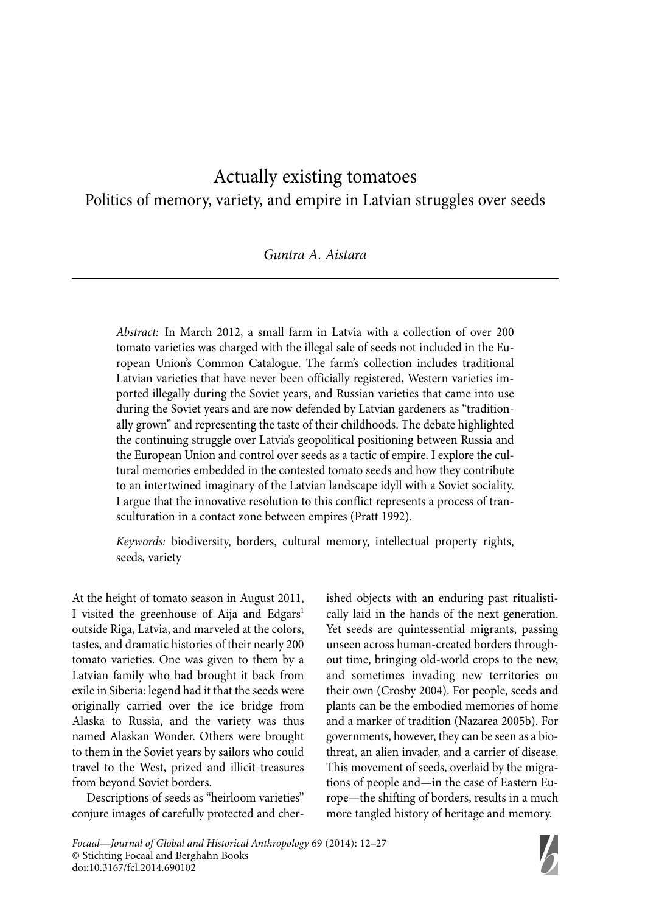# Actually existing tomatoes

## Politics of memory, variety, and empire in Latvian struggles over seeds

*Guntra A. Aistara*

*Abstract:* In March 2012, a small farm in Latvia with a collection of over 200 tomato varieties was charged with the illegal sale of seeds not included in the European Union's Common Catalogue. The farm's collection includes traditional Latvian varieties that have never been officially registered, Western varieties imported illegally during the Soviet years, and Russian varieties that came into use during the Soviet years and are now defended by Latvian gardeners as "traditionally grown" and representing the taste of their childhoods. The debate highlighted the continuing struggle over Latvia's geopolitical positioning between Russia and the European Union and control over seeds as a tactic of empire. I explore the cultural memories embedded in the contested tomato seeds and how they contribute to an intertwined imaginary of the Latvian landscape idyll with a Soviet sociality. I argue that the innovative resolution to this conflict represents a process of transculturation in a contact zone between empires (Pratt 1992).

*Keywords:* biodiversity, borders, cultural memory, intellectual property rights, seeds, variety

At the height of tomato season in August 2011, I visited the greenhouse of Aija and Edgars[1] outside Riga, Latvia, and marveled at the colors, tastes, and dramatic histories of their nearly 200 tomato varieties. One was given to them by a Latvian family who had brought it back from exile in Siberia: legend had it that the seeds were originally carried over the ice bridge from Alaska to Russia, and the variety was thus named Alaskan Wonder. Others were brought to them in the Soviet years by sailors who could travel to the West, prized and illicit treasures from beyond Soviet borders.

Descriptions of seeds as "heirloom varieties" conjure images of carefully protected and cherished objects with an enduring past ritualistically laid in the hands of the next generation. Yet seeds are quintessential migrants, passing unseen across human-created borders throughout time, bringing old-world crops to the new, and sometimes invading new territories on their own (Crosby 2004). For people, seeds and plants can be the embodied memories of home and a marker of tradition (Nazarea 2005b). For governments, however, they can be seen as a biothreat, an alien invader, and a carrier of disease. This movement of seeds, overlaid by the migrations of people and—in the case of Eastern Europe—the shifting of borders, results in a much more tangled history of heritage and memory.

*Focaal—Journal of Global and Historical Anthropology* 69 (2014): 12–27
© Stichting Focaal and Berghahn Books
doi:10.3167/fcl.2014.690102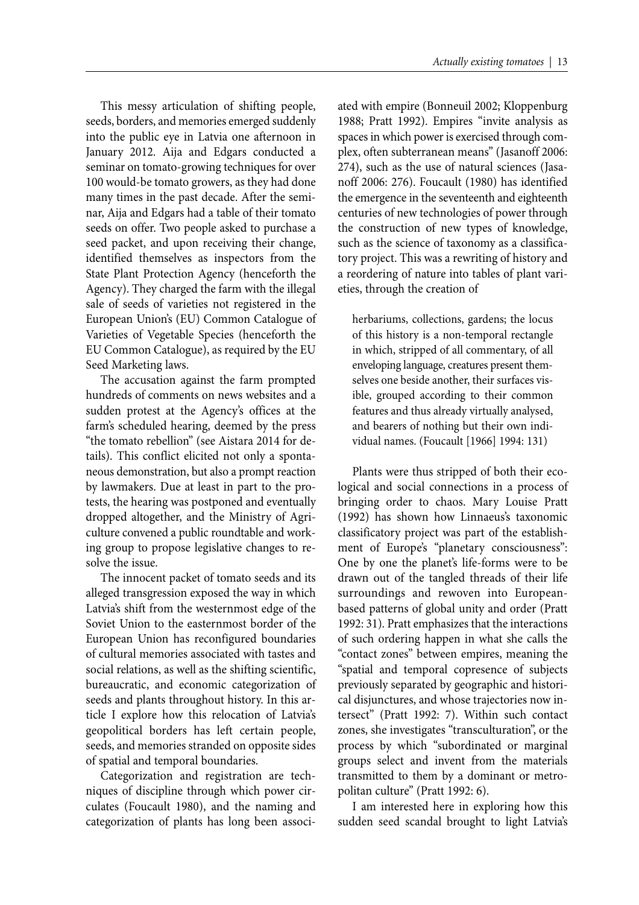This messy articulation of shifting people, seeds, borders, and memories emerged suddenly into the public eye in Latvia one afternoon in January 2012. Aija and Edgars conducted a seminar on tomato-growing techniques for over 100 would-be tomato growers, as they had done many times in the past decade. After the seminar, Aija and Edgars had a table of their tomato seeds on offer. Two people asked to purchase a seed packet, and upon receiving their change, identified themselves as inspectors from the State Plant Protection Agency (henceforth the Agency). They charged the farm with the illegal sale of seeds of varieties not registered in the European Union's (EU) Common Catalogue of Varieties of Vegetable Species (henceforth the EU Common Catalogue), as required by the EU Seed Marketing laws.

The accusation against the farm prompted hundreds of comments on news websites and a sudden protest at the Agency's offices at the farm's scheduled hearing, deemed by the press "the tomato rebellion" (see Aistara 2014 for details). This conflict elicited not only a spontaneous demonstration, but also a prompt reaction by lawmakers. Due at least in part to the protests, the hearing was postponed and eventually dropped altogether, and the Ministry of Agriculture convened a public roundtable and working group to propose legislative changes to resolve the issue.

The innocent packet of tomato seeds and its alleged transgression exposed the way in which Latvia's shift from the westernmost edge of the Soviet Union to the easternmost border of the European Union has reconfigured boundaries of cultural memories associated with tastes and social relations, as well as the shifting scientific, bureaucratic, and economic categorization of seeds and plants throughout history. In this article I explore how this relocation of Latvia's geopolitical borders has left certain people, seeds, and memories stranded on opposite sides of spatial and temporal boundaries.

Categorization and registration are techniques of discipline through which power circulates (Foucault 1980), and the naming and categorization of plants has long been associated with empire (Bonneuil 2002; Kloppenburg 1988; Pratt 1992). Empires "invite analysis as spaces in which power is exercised through complex, often subterranean means" (Jasanoff 2006: 274), such as the use of natural sciences (Jasanoff 2006: 276). Foucault (1980) has identified the emergence in the seventeenth and eighteenth centuries of new technologies of power through the construction of new types of knowledge, such as the science of taxonomy as a classificatory project. This was a rewriting of history and a reordering of nature into tables of plant varieties, through the creation of

> herbariums, collections, gardens; the locus of this history is a non-temporal rectangle in which, stripped of all commentary, of all enveloping language, creatures present themselves one beside another, their surfaces visible, grouped according to their common features and thus already virtually analysed, and bearers of nothing but their own individual names. (Foucault [1966] 1994: 131)

Plants were thus stripped of both their ecological and social connections in a process of bringing order to chaos. Mary Louise Pratt (1992) has shown how Linnaeus's taxonomic classificatory project was part of the establishment of Europe's "planetary consciousness": One by one the planet's life-forms were to be drawn out of the tangled threads of their life surroundings and rewoven into European-based patterns of global unity and order (Pratt 1992: 31). Pratt emphasizes that the interactions of such ordering happen in what she calls the "contact zones" between empires, meaning the "spatial and temporal copresence of subjects previously separated by geographic and historical disjunctures, and whose trajectories now intersect" (Pratt 1992: 7). Within such contact zones, she investigates "transculturation", or the process by which "subordinated or marginal groups select and invent from the materials transmitted to them by a dominant or metropolitan culture" (Pratt 1992: 6).

I am interested here in exploring how this sudden seed scandal brought to light Latvia's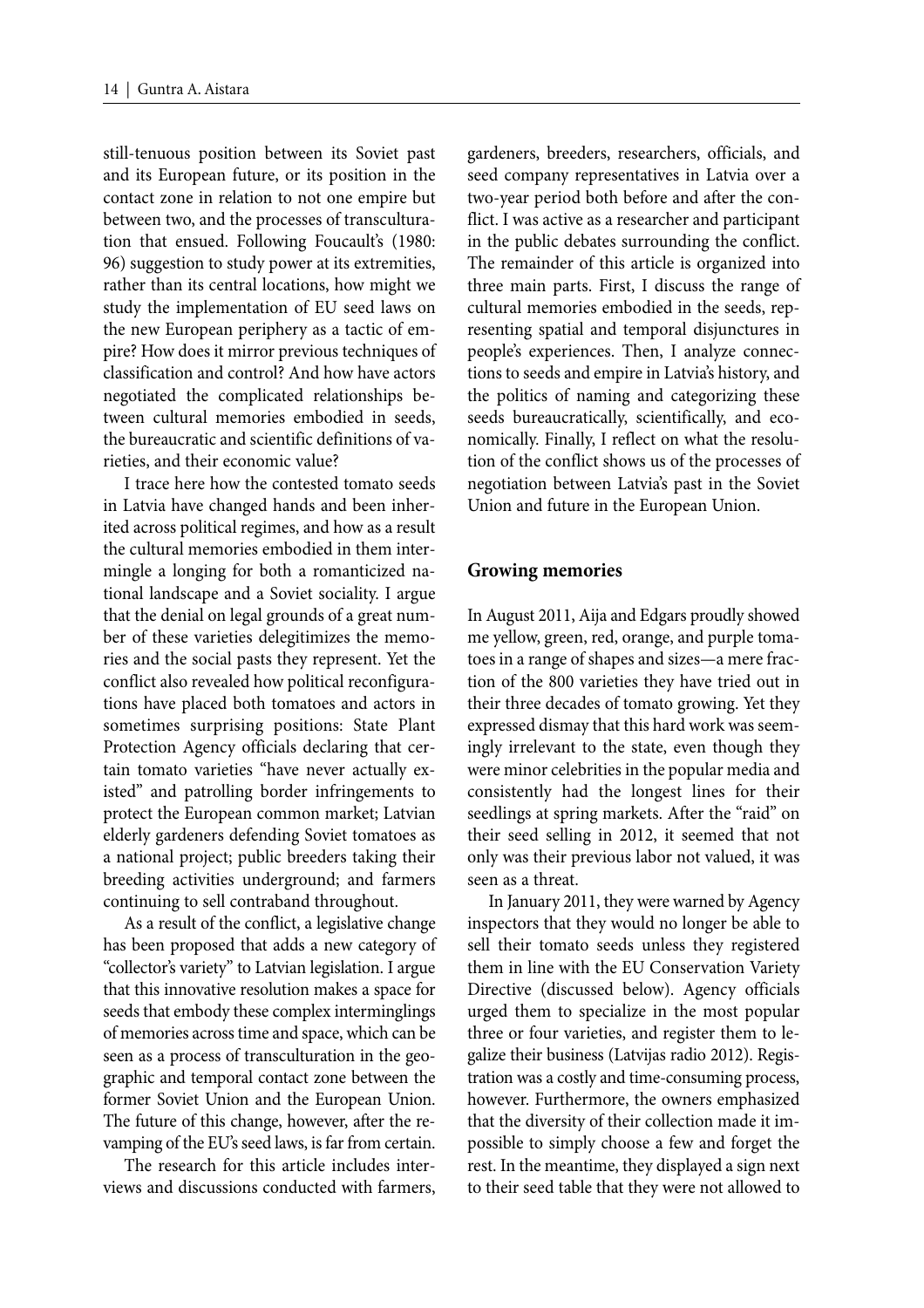still-tenuous position between its Soviet past and its European future, or its position in the contact zone in relation to not one empire but between two, and the processes of transculturation that ensued. Following Foucault's (1980: 96) suggestion to study power at its extremities, rather than its central locations, how might we study the implementation of EU seed laws on the new European periphery as a tactic of empire? How does it mirror previous techniques of classification and control? And how have actors negotiated the complicated relationships between cultural memories embodied in seeds, the bureaucratic and scientific definitions of varieties, and their economic value?

I trace here how the contested tomato seeds in Latvia have changed hands and been inherited across political regimes, and how as a result the cultural memories embodied in them intermingle a longing for both a romanticized national landscape and a Soviet sociality. I argue that the denial on legal grounds of a great number of these varieties delegitimizes the memories and the social pasts they represent. Yet the conflict also revealed how political reconfigurations have placed both tomatoes and actors in sometimes surprising positions: State Plant Protection Agency officials declaring that certain tomato varieties "have never actually existed" and patrolling border infringements to protect the European common market; Latvian elderly gardeners defending Soviet tomatoes as a national project; public breeders taking their breeding activities underground; and farmers continuing to sell contraband throughout.

As a result of the conflict, a legislative change has been proposed that adds a new category of "collector's variety" to Latvian legislation. I argue that this innovative resolution makes a space for seeds that embody these complex interminglings of memories across time and space, which can be seen as a process of transculturation in the geographic and temporal contact zone between the former Soviet Union and the European Union. The future of this change, however, after the revamping of the EU's seed laws, is far from certain.

The research for this article includes interviews and discussions conducted with farmers, gardeners, breeders, researchers, officials, and seed company representatives in Latvia over a two-year period both before and after the conflict. I was active as a researcher and participant in the public debates surrounding the conflict. The remainder of this article is organized into three main parts. First, I discuss the range of cultural memories embodied in the seeds, representing spatial and temporal disjunctures in people's experiences. Then, I analyze connections to seeds and empire in Latvia's history, and the politics of naming and categorizing these seeds bureaucratically, scientifically, and economically. Finally, I reflect on what the resolution of the conflict shows us of the processes of negotiation between Latvia's past in the Soviet Union and future in the European Union.

## Growing memories

In August 2011, Aija and Edgars proudly showed me yellow, green, red, orange, and purple tomatoes in a range of shapes and sizes—a mere fraction of the 800 varieties they have tried out in their three decades of tomato growing. Yet they expressed dismay that this hard work was seemingly irrelevant to the state, even though they were minor celebrities in the popular media and consistently had the longest lines for their seedlings at spring markets. After the "raid" on their seed selling in 2012, it seemed that not only was their previous labor not valued, it was seen as a threat.

In January 2011, they were warned by Agency inspectors that they would no longer be able to sell their tomato seeds unless they registered them in line with the EU Conservation Variety Directive (discussed below). Agency officials urged them to specialize in the most popular three or four varieties, and register them to legalize their business (Latvijas radio 2012). Registration was a costly and time-consuming process, however. Furthermore, the owners emphasized that the diversity of their collection made it impossible to simply choose a few and forget the rest. In the meantime, they displayed a sign next to their seed table that they were not allowed to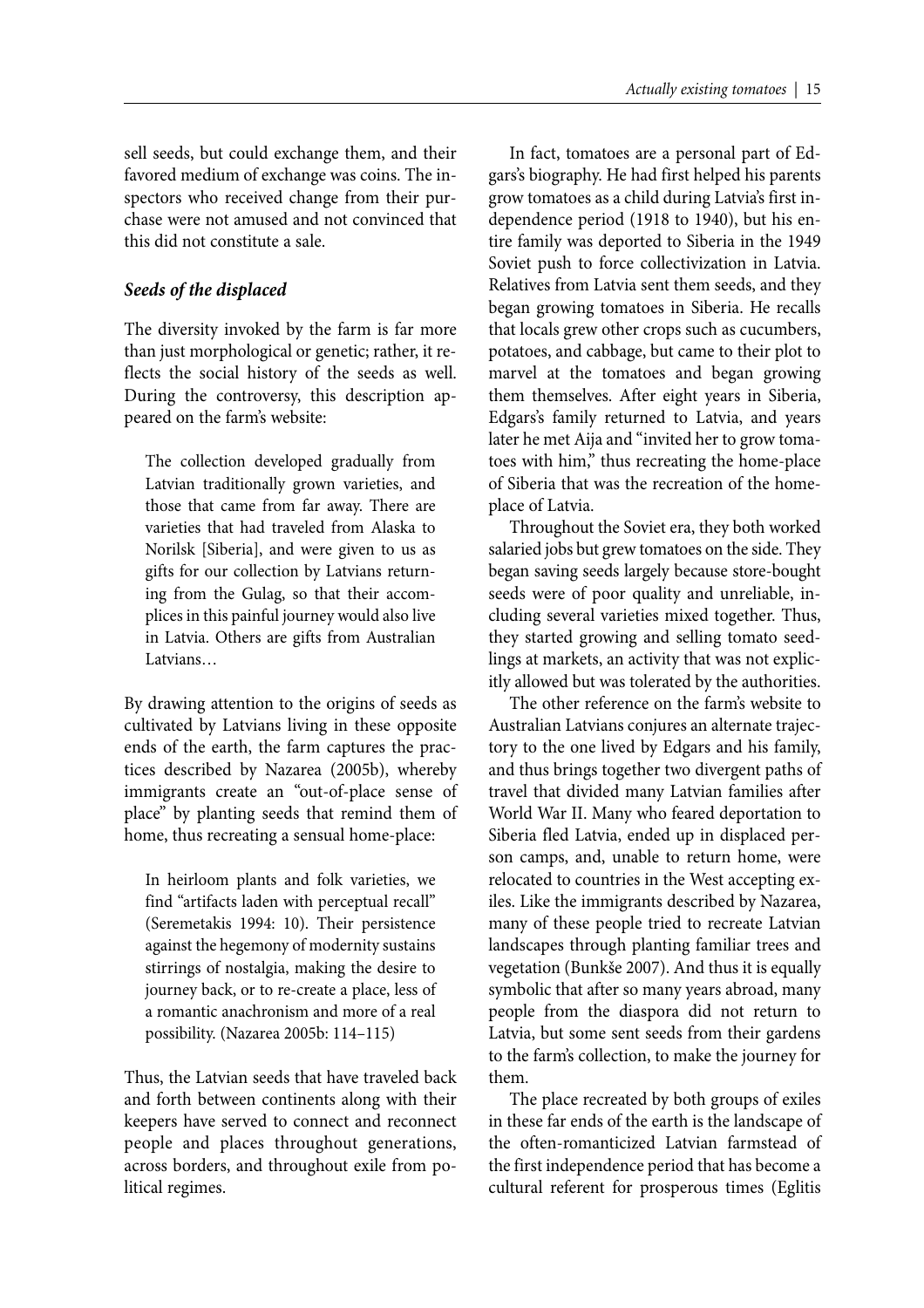sell seeds, but could exchange them, and their favored medium of exchange was coins. The inspectors who received change from their purchase were not amused and not convinced that this did not constitute a sale.

### *Seeds of the displaced*

The diversity invoked by the farm is far more than just morphological or genetic; rather, it reflects the social history of the seeds as well. During the controversy, this description appeared on the farm's website:

> The collection developed gradually from Latvian traditionally grown varieties, and those that came from far away. There are varieties that had traveled from Alaska to Norilsk [Siberia], and were given to us as gifts for our collection by Latvians returning from the Gulag, so that their accomplices in this painful journey would also live in Latvia. Others are gifts from Australian Latvians…

By drawing attention to the origins of seeds as cultivated by Latvians living in these opposite ends of the earth, the farm captures the practices described by Nazarea (2005b), whereby immigrants create an "out-of-place sense of place" by planting seeds that remind them of home, thus recreating a sensual home-place:

> In heirloom plants and folk varieties, we find "artifacts laden with perceptual recall" (Seremetakis 1994: 10). Their persistence against the hegemony of modernity sustains stirrings of nostalgia, making the desire to journey back, or to re-create a place, less of a romantic anachronism and more of a real possibility. (Nazarea 2005b: 114–115)

Thus, the Latvian seeds that have traveled back and forth between continents along with their keepers have served to connect and reconnect people and places throughout generations, across borders, and throughout exile from political regimes.

In fact, tomatoes are a personal part of Edgars's biography. He had first helped his parents grow tomatoes as a child during Latvia's first independence period (1918 to 1940), but his entire family was deported to Siberia in the 1949 Soviet push to force collectivization in Latvia. Relatives from Latvia sent them seeds, and they began growing tomatoes in Siberia. He recalls that locals grew other crops such as cucumbers, potatoes, and cabbage, but came to their plot to marvel at the tomatoes and began growing them themselves. After eight years in Siberia, Edgars's family returned to Latvia, and years later he met Aija and "invited her to grow tomatoes with him," thus recreating the home-place of Siberia that was the recreation of the home-place of Latvia.

Throughout the Soviet era, they both worked salaried jobs but grew tomatoes on the side. They began saving seeds largely because store-bought seeds were of poor quality and unreliable, including several varieties mixed together. Thus, they started growing and selling tomato seedlings at markets, an activity that was not explicitly allowed but was tolerated by the authorities.

The other reference on the farm's website to Australian Latvians conjures an alternate trajectory to the one lived by Edgars and his family, and thus brings together two divergent paths of travel that divided many Latvian families after World War II. Many who feared deportation to Siberia fled Latvia, ended up in displaced person camps, and, unable to return home, were relocated to countries in the West accepting exiles. Like the immigrants described by Nazarea, many of these people tried to recreate Latvian landscapes through planting familiar trees and vegetation (Bunkše 2007). And thus it is equally symbolic that after so many years abroad, many people from the diaspora did not return to Latvia, but some sent seeds from their gardens to the farm's collection, to make the journey for them.

The place recreated by both groups of exiles in these far ends of the earth is the landscape of the often-romanticized Latvian farmstead of the first independence period that has become a cultural referent for prosperous times (Eglitis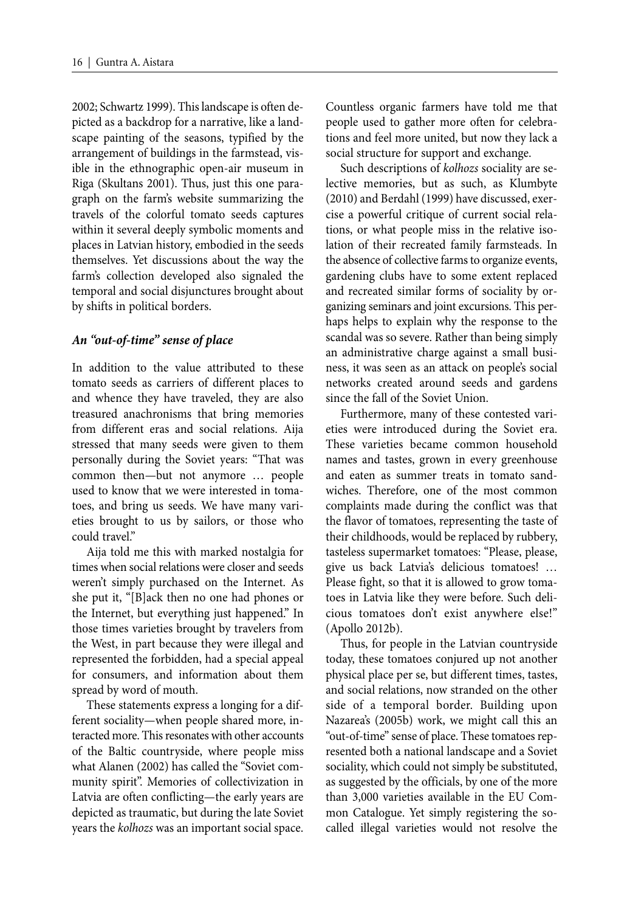2002; Schwartz 1999). This landscape is often depicted as a backdrop for a narrative, like a landscape painting of the seasons, typified by the arrangement of buildings in the farmstead, visible in the ethnographic open-air museum in Riga (Skultans 2001). Thus, just this one paragraph on the farm's website summarizing the travels of the colorful tomato seeds captures within it several deeply symbolic moments and places in Latvian history, embodied in the seeds themselves. Yet discussions about the way the farm's collection developed also signaled the temporal and social disjunctures brought about by shifts in political borders.

### *An "out-of-time" sense of place*

In addition to the value attributed to these tomato seeds as carriers of different places to and whence they have traveled, they are also treasured anachronisms that bring memories from different eras and social relations. Aija stressed that many seeds were given to them personally during the Soviet years: "That was common then—but not anymore … people used to know that we were interested in tomatoes, and bring us seeds. We have many varieties brought to us by sailors, or those who could travel."

Aija told me this with marked nostalgia for times when social relations were closer and seeds weren't simply purchased on the Internet. As she put it, "[B]ack then no one had phones or the Internet, but everything just happened." In those times varieties brought by travelers from the West, in part because they were illegal and represented the forbidden, had a special appeal for consumers, and information about them spread by word of mouth.

These statements express a longing for a different sociality—when people shared more, interacted more. This resonates with other accounts of the Baltic countryside, where people miss what Alanen (2002) has called the "Soviet community spirit". Memories of collectivization in Latvia are often conflicting—the early years are depicted as traumatic, but during the late Soviet years the *kolhozs* was an important social space. Countless organic farmers have told me that people used to gather more often for celebrations and feel more united, but now they lack a social structure for support and exchange.

Such descriptions of *kolhozs* sociality are selective memories, but as such, as Klumbyte (2010) and Berdahl (1999) have discussed, exercise a powerful critique of current social relations, or what people miss in the relative isolation of their recreated family farmsteads. In the absence of collective farms to organize events, gardening clubs have to some extent replaced and recreated similar forms of sociality by organizing seminars and joint excursions. This perhaps helps to explain why the response to the scandal was so severe. Rather than being simply an administrative charge against a small business, it was seen as an attack on people's social networks created around seeds and gardens since the fall of the Soviet Union.

Furthermore, many of these contested varieties were introduced during the Soviet era. These varieties became common household names and tastes, grown in every greenhouse and eaten as summer treats in tomato sandwiches. Therefore, one of the most common complaints made during the conflict was that the flavor of tomatoes, representing the taste of their childhoods, would be replaced by rubbery, tasteless supermarket tomatoes: "Please, please, give us back Latvia's delicious tomatoes! … Please fight, so that it is allowed to grow tomatoes in Latvia like they were before. Such delicious tomatoes don't exist anywhere else!" (Apollo 2012b).

Thus, for people in the Latvian countryside today, these tomatoes conjured up not another physical place per se, but different times, tastes, and social relations, now stranded on the other side of a temporal border. Building upon Nazarea's (2005b) work, we might call this an "out-of-time" sense of place. These tomatoes represented both a national landscape and a Soviet sociality, which could not simply be substituted, as suggested by the officials, by one of the more than 3,000 varieties available in the EU Common Catalogue. Yet simply registering the so-called illegal varieties would not resolve the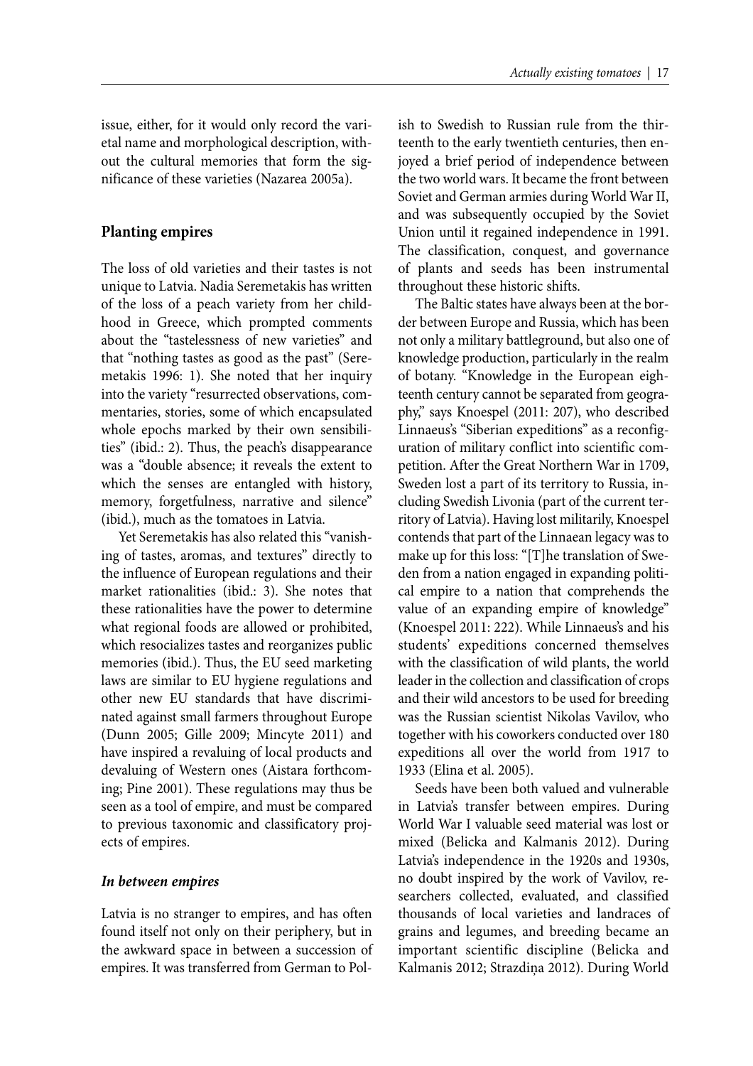issue, either, for it would only record the varietal name and morphological description, without the cultural memories that form the significance of these varieties (Nazarea 2005a).

## Planting empires

The loss of old varieties and their tastes is not unique to Latvia. Nadia Seremetakis has written of the loss of a peach variety from her childhood in Greece, which prompted comments about the "tastelessness of new varieties" and that "nothing tastes as good as the past" (Seremetakis 1996: 1). She noted that her inquiry into the variety "resurrected observations, commentaries, stories, some of which encapsulated whole epochs marked by their own sensibilities" (ibid.: 2). Thus, the peach's disappearance was a "double absence; it reveals the extent to which the senses are entangled with history, memory, forgetfulness, narrative and silence" (ibid.), much as the tomatoes in Latvia.

Yet Seremetakis has also related this "vanishing of tastes, aromas, and textures" directly to the influence of European regulations and their market rationalities (ibid.: 3). She notes that these rationalities have the power to determine what regional foods are allowed or prohibited, which resocializes tastes and reorganizes public memories (ibid.). Thus, the EU seed marketing laws are similar to EU hygiene regulations and other new EU standards that have discriminated against small farmers throughout Europe (Dunn 2005; Gille 2009; Mincyte 2011) and have inspired a revaluing of local products and devaluing of Western ones (Aistara forthcoming; Pine 2001). These regulations may thus be seen as a tool of empire, and must be compared to previous taxonomic and classificatory projects of empires.

### *In between empires*

Latvia is no stranger to empires, and has often found itself not only on their periphery, but in the awkward space in between a succession of empires. It was transferred from German to Polish to Swedish to Russian rule from the thirteenth to the early twentieth centuries, then enjoyed a brief period of independence between the two world wars. It became the front between Soviet and German armies during World War II, and was subsequently occupied by the Soviet Union until it regained independence in 1991. The classification, conquest, and governance of plants and seeds has been instrumental throughout these historic shifts.

The Baltic states have always been at the border between Europe and Russia, which has been not only a military battleground, but also one of knowledge production, particularly in the realm of botany. "Knowledge in the European eighteenth century cannot be separated from geography," says Knoespel (2011: 207), who described Linnaeus's "Siberian expeditions" as a reconfiguration of military conflict into scientific competition. After the Great Northern War in 1709, Sweden lost a part of its territory to Russia, including Swedish Livonia (part of the current territory of Latvia). Having lost militarily, Knoespel contends that part of the Linnaean legacy was to make up for this loss: "[T]he translation of Sweden from a nation engaged in expanding political empire to a nation that comprehends the value of an expanding empire of knowledge" (Knoespel 2011: 222). While Linnaeus's and his students' expeditions concerned themselves with the classification of wild plants, the world leader in the collection and classification of crops and their wild ancestors to be used for breeding was the Russian scientist Nikolas Vavilov, who together with his coworkers conducted over 180 expeditions all over the world from 1917 to 1933 (Elina et al. 2005).

Seeds have been both valued and vulnerable in Latvia's transfer between empires. During World War I valuable seed material was lost or mixed (Belicka and Kalmanis 2012). During Latvia's independence in the 1920s and 1930s, no doubt inspired by the work of Vavilov, researchers collected, evaluated, and classified thousands of local varieties and landraces of grains and legumes, and breeding became an important scientific discipline (Belicka and Kalmanis 2012; Strazdiņa 2012). During World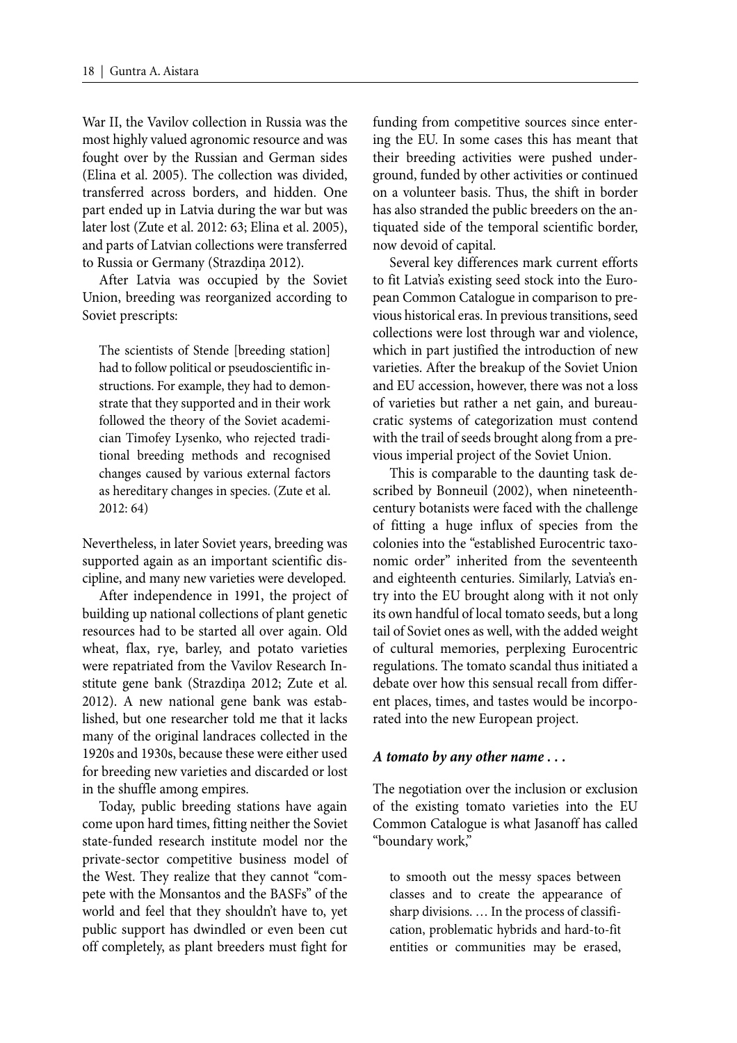War II, the Vavilov collection in Russia was the most highly valued agronomic resource and was fought over by the Russian and German sides (Elina et al. 2005). The collection was divided, transferred across borders, and hidden. One part ended up in Latvia during the war but was later lost (Zute et al. 2012: 63; Elina et al. 2005), and parts of Latvian collections were transferred to Russia or Germany (Strazdiņa 2012).

After Latvia was occupied by the Soviet Union, breeding was reorganized according to Soviet prescripts:

> The scientists of Stende [breeding station] had to follow political or pseudoscientific instructions. For example, they had to demonstrate that they supported and in their work followed the theory of the Soviet academician Timofey Lysenko, who rejected traditional breeding methods and recognised changes caused by various external factors as hereditary changes in species. (Zute et al. 2012: 64)

Nevertheless, in later Soviet years, breeding was supported again as an important scientific discipline, and many new varieties were developed.

After independence in 1991, the project of building up national collections of plant genetic resources had to be started all over again. Old wheat, flax, rye, barley, and potato varieties were repatriated from the Vavilov Research Institute gene bank (Strazdiņa 2012; Zute et al. 2012). A new national gene bank was established, but one researcher told me that it lacks many of the original landraces collected in the 1920s and 1930s, because these were either used for breeding new varieties and discarded or lost in the shuffle among empires.

Today, public breeding stations have again come upon hard times, fitting neither the Soviet state-funded research institute model nor the private-sector competitive business model of the West. They realize that they cannot "compete with the Monsantos and the BASFs" of the world and feel that they shouldn't have to, yet public support has dwindled or even been cut off completely, as plant breeders must fight for funding from competitive sources since entering the EU. In some cases this has meant that their breeding activities were pushed underground, funded by other activities or continued on a volunteer basis. Thus, the shift in border has also stranded the public breeders on the antiquated side of the temporal scientific border, now devoid of capital.

Several key differences mark current efforts to fit Latvia's existing seed stock into the European Common Catalogue in comparison to previous historical eras. In previous transitions, seed collections were lost through war and violence, which in part justified the introduction of new varieties. After the breakup of the Soviet Union and EU accession, however, there was not a loss of varieties but rather a net gain, and bureaucratic systems of categorization must contend with the trail of seeds brought along from a previous imperial project of the Soviet Union.

This is comparable to the daunting task described by Bonneuil (2002), when nineteenth-century botanists were faced with the challenge of fitting a huge influx of species from the colonies into the "established Eurocentric taxonomic order" inherited from the seventeenth and eighteenth centuries. Similarly, Latvia's entry into the EU brought along with it not only its own handful of local tomato seeds, but a long tail of Soviet ones as well, with the added weight of cultural memories, perplexing Eurocentric regulations. The tomato scandal thus initiated a debate over how this sensual recall from different places, times, and tastes would be incorporated into the new European project.

### *A tomato by any other name . . .*

The negotiation over the inclusion or exclusion of the existing tomato varieties into the EU Common Catalogue is what Jasanoff has called "boundary work,"

> to smooth out the messy spaces between classes and to create the appearance of sharp divisions. … In the process of classification, problematic hybrids and hard-to-fit entities or communities may be erased,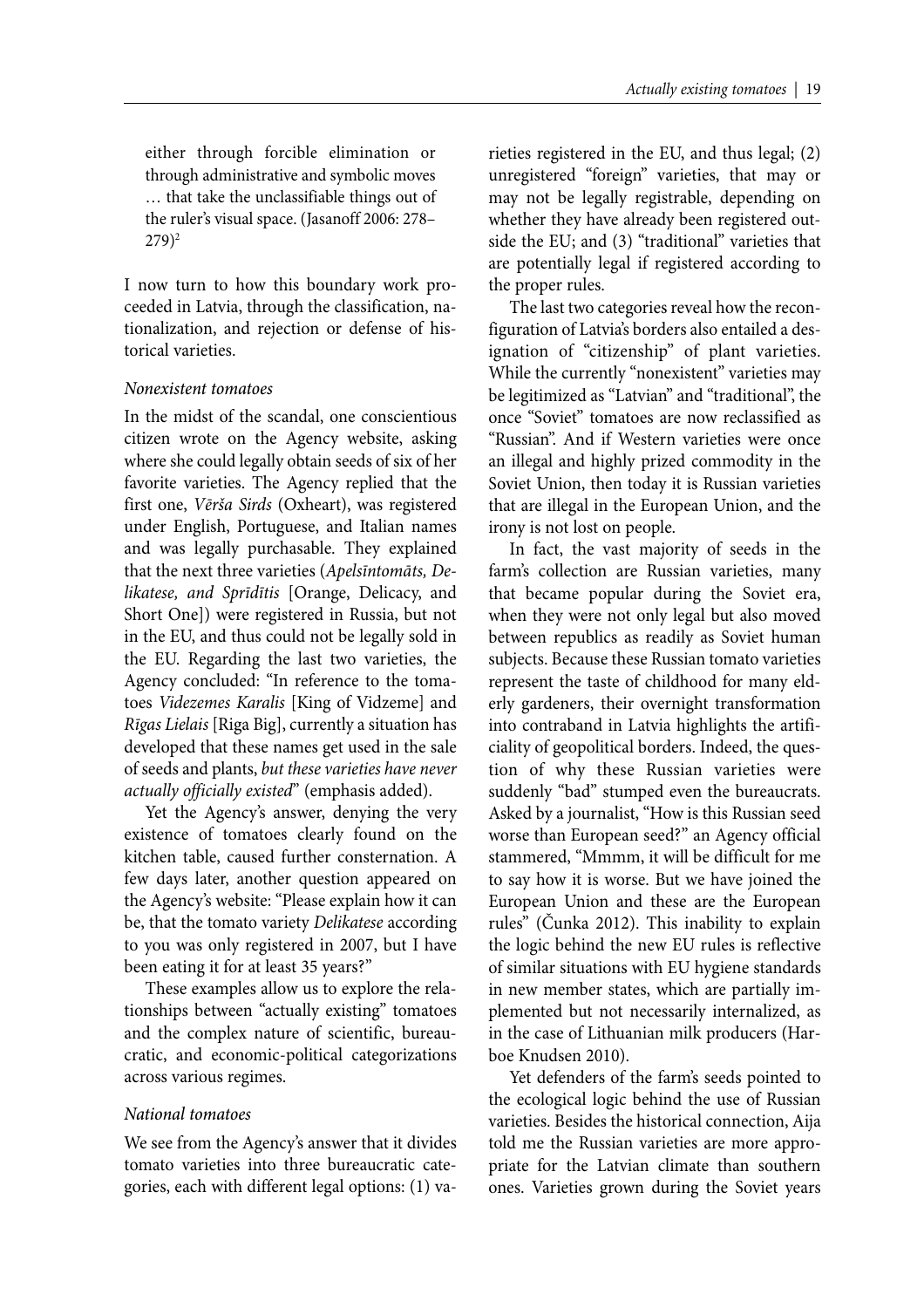either through forcible elimination or through administrative and symbolic moves … that take the unclassifiable things out of the ruler's visual space. (Jasanoff 2006: 278–279)[2]

I now turn to how this boundary work proceeded in Latvia, through the classification, nationalization, and rejection or defense of historical varieties.

### *Nonexistent tomatoes*

In the midst of the scandal, one conscientious citizen wrote on the Agency website, asking where she could legally obtain seeds of six of her favorite varieties. The Agency replied that the first one, *Vērša Sirds* (Oxheart), was registered under English, Portuguese, and Italian names and was legally purchasable. They explained that the next three varieties (*Apelsīntomāts, Delikatese, and Sprīdītis* [Orange, Delicacy, and Short One]) were registered in Russia, but not in the EU, and thus could not be legally sold in the EU. Regarding the last two varieties, the Agency concluded: "In reference to the tomatoes *Videzemes Karalis* [King of Vidzeme] and *Rīgas Lielais* [Riga Big], currently a situation has developed that these names get used in the sale of seeds and plants, *but these varieties have never actually officially existed*" (emphasis added).

Yet the Agency's answer, denying the very existence of tomatoes clearly found on the kitchen table, caused further consternation. A few days later, another question appeared on the Agency's website: "Please explain how it can be, that the tomato variety *Delikatese* according to you was only registered in 2007, but I have been eating it for at least 35 years?"

These examples allow us to explore the relationships between "actually existing" tomatoes and the complex nature of scientific, bureaucratic, and economic-political categorizations across various regimes.

### *National tomatoes*

We see from the Agency's answer that it divides tomato varieties into three bureaucratic categories, each with different legal options: (1) varieties registered in the EU, and thus legal; (2) unregistered "foreign" varieties, that may or may not be legally registrable, depending on whether they have already been registered outside the EU; and (3) "traditional" varieties that are potentially legal if registered according to the proper rules.

The last two categories reveal how the reconfiguration of Latvia's borders also entailed a designation of "citizenship" of plant varieties. While the currently "nonexistent" varieties may be legitimized as "Latvian" and "traditional", the once "Soviet" tomatoes are now reclassified as "Russian". And if Western varieties were once an illegal and highly prized commodity in the Soviet Union, then today it is Russian varieties that are illegal in the European Union, and the irony is not lost on people.

In fact, the vast majority of seeds in the farm's collection are Russian varieties, many that became popular during the Soviet era, when they were not only legal but also moved between republics as readily as Soviet human subjects. Because these Russian tomato varieties represent the taste of childhood for many elderly gardeners, their overnight transformation into contraband in Latvia highlights the artificiality of geopolitical borders. Indeed, the question of why these Russian varieties were suddenly "bad" stumped even the bureaucrats. Asked by a journalist, "How is this Russian seed worse than European seed?" an Agency official stammered, "Mmmm, it will be difficult for me to say how it is worse. But we have joined the European Union and these are the European rules" (Čunka 2012). This inability to explain the logic behind the new EU rules is reflective of similar situations with EU hygiene standards in new member states, which are partially implemented but not necessarily internalized, as in the case of Lithuanian milk producers (Harboe Knudsen 2010).

Yet defenders of the farm's seeds pointed to the ecological logic behind the use of Russian varieties. Besides the historical connection, Aija told me the Russian varieties are more appropriate for the Latvian climate than southern ones. Varieties grown during the Soviet years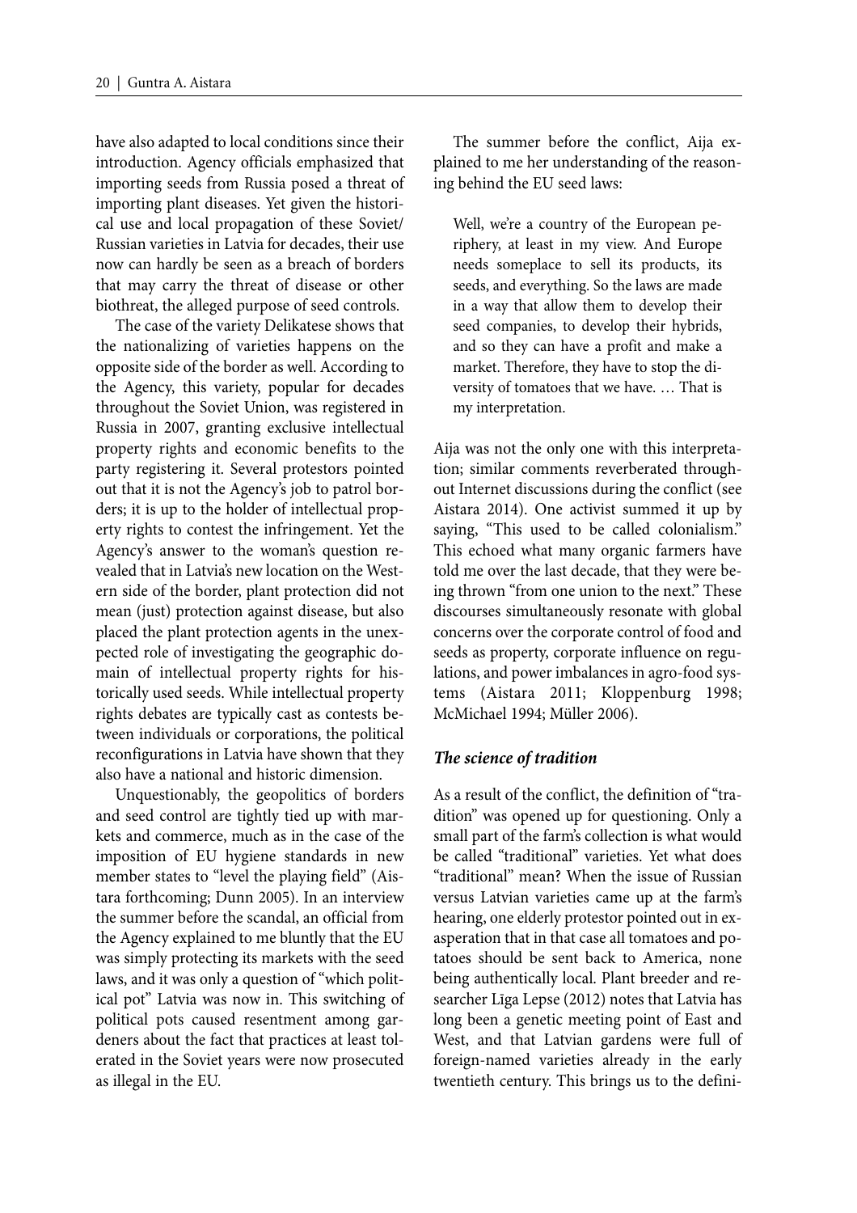have also adapted to local conditions since their introduction. Agency officials emphasized that importing seeds from Russia posed a threat of importing plant diseases. Yet given the historical use and local propagation of these Soviet/Russian varieties in Latvia for decades, their use now can hardly be seen as a breach of borders that may carry the threat of disease or other biothreat, the alleged purpose of seed controls.

The case of the variety Delikatese shows that the nationalizing of varieties happens on the opposite side of the border as well. According to the Agency, this variety, popular for decades throughout the Soviet Union, was registered in Russia in 2007, granting exclusive intellectual property rights and economic benefits to the party registering it. Several protestors pointed out that it is not the Agency's job to patrol borders; it is up to the holder of intellectual property rights to contest the infringement. Yet the Agency's answer to the woman's question revealed that in Latvia's new location on the Western side of the border, plant protection did not mean (just) protection against disease, but also placed the plant protection agents in the unexpected role of investigating the geographic domain of intellectual property rights for historically used seeds. While intellectual property rights debates are typically cast as contests between individuals or corporations, the political reconfigurations in Latvia have shown that they also have a national and historic dimension.

Unquestionably, the geopolitics of borders and seed control are tightly tied up with markets and commerce, much as in the case of the imposition of EU hygiene standards in new member states to "level the playing field" (Aistara forthcoming; Dunn 2005). In an interview the summer before the scandal, an official from the Agency explained to me bluntly that the EU was simply protecting its markets with the seed laws, and it was only a question of "which political pot" Latvia was now in. This switching of political pots caused resentment among gardeners about the fact that practices at least tolerated in the Soviet years were now prosecuted as illegal in the EU.

The summer before the conflict, Aija explained to me her understanding of the reasoning behind the EU seed laws:

> Well, we're a country of the European periphery, at least in my view. And Europe needs someplace to sell its products, its seeds, and everything. So the laws are made in a way that allow them to develop their seed companies, to develop their hybrids, and so they can have a profit and make a market. Therefore, they have to stop the diversity of tomatoes that we have. … That is my interpretation.

Aija was not the only one with this interpretation; similar comments reverberated throughout Internet discussions during the conflict (see Aistara 2014). One activist summed it up by saying, "This used to be called colonialism." This echoed what many organic farmers have told me over the last decade, that they were being thrown "from one union to the next." These discourses simultaneously resonate with global concerns over the corporate control of food and seeds as property, corporate influence on regulations, and power imbalances in agro-food systems (Aistara 2011; Kloppenburg 1998; McMichael 1994; Müller 2006).

### *The science of tradition*

As a result of the conflict, the definition of "tradition" was opened up for questioning. Only a small part of the farm's collection is what would be called "traditional" varieties. Yet what does "traditional" mean? When the issue of Russian versus Latvian varieties came up at the farm's hearing, one elderly protestor pointed out in exasperation that in that case all tomatoes and potatoes should be sent back to America, none being authentically local. Plant breeder and researcher Līga Lepse (2012) notes that Latvia has long been a genetic meeting point of East and West, and that Latvian gardens were full of foreign-named varieties already in the early twentieth century. This brings us to the defini-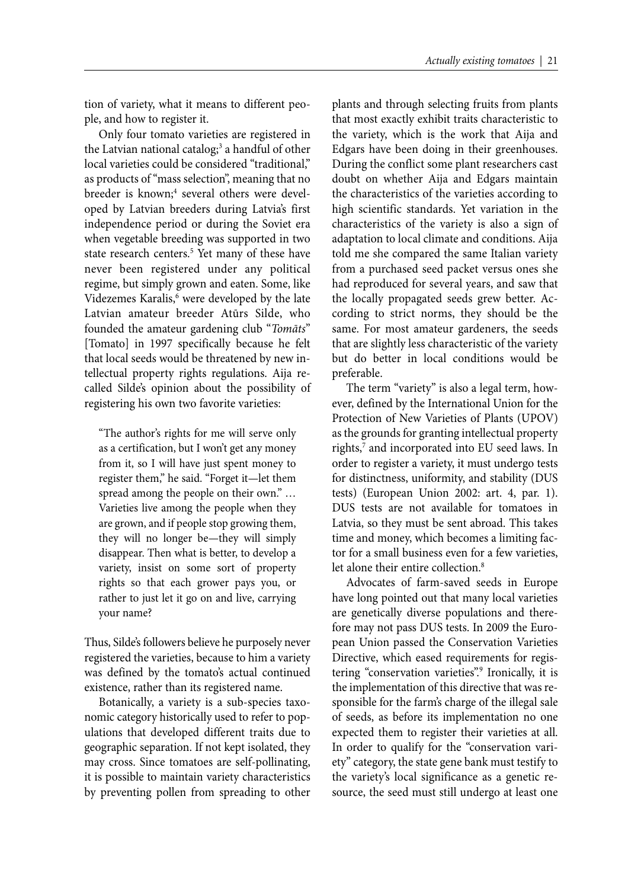tion of variety, what it means to different people, and how to register it.

Only four tomato varieties are registered in the Latvian national catalog;[3] a handful of other local varieties could be considered "traditional," as products of "mass selection", meaning that no breeder is known;[4] several others were developed by Latvian breeders during Latvia's first independence period or during the Soviet era when vegetable breeding was supported in two state research centers.[5] Yet many of these have never been registered under any political regime, but simply grown and eaten. Some, like Videzemes Karalis,[6] were developed by the late Latvian amateur breeder Atūrs Silde, who founded the amateur gardening club "*Tomāts*" [Tomato] in 1997 specifically because he felt that local seeds would be threatened by new intellectual property rights regulations. Aija recalled Silde's opinion about the possibility of registering his own two favorite varieties:

> "The author's rights for me will serve only as a certification, but I won't get any money from it, so I will have just spent money to register them," he said. "Forget it—let them spread among the people on their own." … Varieties live among the people when they are grown, and if people stop growing them, they will no longer be—they will simply disappear. Then what is better, to develop a variety, insist on some sort of property rights so that each grower pays you, or rather to just let it go on and live, carrying your name?

Thus, Silde's followers believe he purposely never registered the varieties, because to him a variety was defined by the tomato's actual continued existence, rather than its registered name.

Botanically, a variety is a sub-species taxonomic category historically used to refer to populations that developed different traits due to geographic separation. If not kept isolated, they may cross. Since tomatoes are self-pollinating, it is possible to maintain variety characteristics by preventing pollen from spreading to other plants and through selecting fruits from plants that most exactly exhibit traits characteristic to the variety, which is the work that Aija and Edgars have been doing in their greenhouses. During the conflict some plant researchers cast doubt on whether Aija and Edgars maintain the characteristics of the varieties according to high scientific standards. Yet variation in the characteristics of the variety is also a sign of adaptation to local climate and conditions. Aija told me she compared the same Italian variety from a purchased seed packet versus ones she had reproduced for several years, and saw that the locally propagated seeds grew better. According to strict norms, they should be the same. For most amateur gardeners, the seeds that are slightly less characteristic of the variety but do better in local conditions would be preferable.

The term "variety" is also a legal term, however, defined by the International Union for the Protection of New Varieties of Plants (UPOV) as the grounds for granting intellectual property rights,[7] and incorporated into EU seed laws. In order to register a variety, it must undergo tests for distinctness, uniformity, and stability (DUS tests) (European Union 2002: art. 4, par. 1). DUS tests are not available for tomatoes in Latvia, so they must be sent abroad. This takes time and money, which becomes a limiting factor for a small business even for a few varieties, let alone their entire collection.[8]

Advocates of farm-saved seeds in Europe have long pointed out that many local varieties are genetically diverse populations and therefore may not pass DUS tests. In 2009 the European Union passed the Conservation Varieties Directive, which eased requirements for registering "conservation varieties".[9] Ironically, it is the implementation of this directive that was responsible for the farm's charge of the illegal sale of seeds, as before its implementation no one expected them to register their varieties at all. In order to qualify for the "conservation variety" category, the state gene bank must testify to the variety's local significance as a genetic resource, the seed must still undergo at least one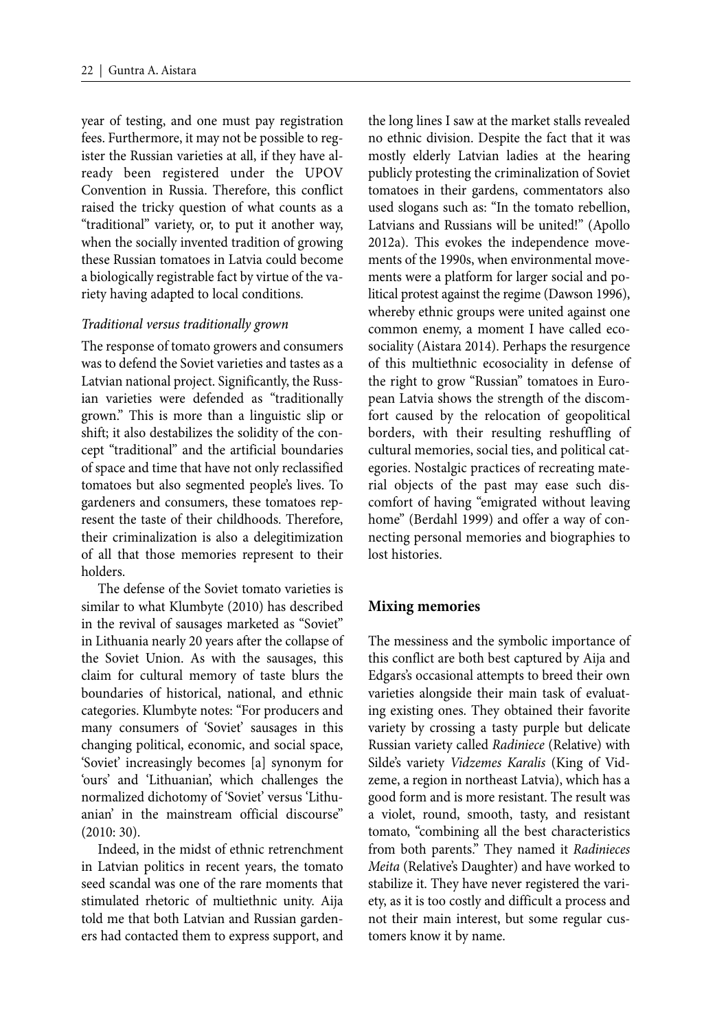year of testing, and one must pay registration fees. Furthermore, it may not be possible to register the Russian varieties at all, if they have already been registered under the UPOV Convention in Russia. Therefore, this conflict raised the tricky question of what counts as a "traditional" variety, or, to put it another way, when the socially invented tradition of growing these Russian tomatoes in Latvia could become a biologically registrable fact by virtue of the variety having adapted to local conditions.

### *Traditional versus traditionally grown*

The response of tomato growers and consumers was to defend the Soviet varieties and tastes as a Latvian national project. Significantly, the Russian varieties were defended as "traditionally grown." This is more than a linguistic slip or shift; it also destabilizes the solidity of the concept "traditional" and the artificial boundaries of space and time that have not only reclassified tomatoes but also segmented people's lives. To gardeners and consumers, these tomatoes represent the taste of their childhoods. Therefore, their criminalization is also a delegitimization of all that those memories represent to their holders.

The defense of the Soviet tomato varieties is similar to what Klumbyte (2010) has described in the revival of sausages marketed as "Soviet" in Lithuania nearly 20 years after the collapse of the Soviet Union. As with the sausages, this claim for cultural memory of taste blurs the boundaries of historical, national, and ethnic categories. Klumbyte notes: "For producers and many consumers of 'Soviet' sausages in this changing political, economic, and social space, 'Soviet' increasingly becomes [a] synonym for 'ours' and 'Lithuanian', which challenges the normalized dichotomy of 'Soviet' versus 'Lithuanian' in the mainstream official discourse" (2010: 30).

Indeed, in the midst of ethnic retrenchment in Latvian politics in recent years, the tomato seed scandal was one of the rare moments that stimulated rhetoric of multiethnic unity. Aija told me that both Latvian and Russian gardeners had contacted them to express support, and the long lines I saw at the market stalls revealed no ethnic division. Despite the fact that it was mostly elderly Latvian ladies at the hearing publicly protesting the criminalization of Soviet tomatoes in their gardens, commentators also used slogans such as: "In the tomato rebellion, Latvians and Russians will be united!" (Apollo 2012a). This evokes the independence movements of the 1990s, when environmental movements were a platform for larger social and political protest against the regime (Dawson 1996), whereby ethnic groups were united against one common enemy, a moment I have called ecosociality (Aistara 2014). Perhaps the resurgence of this multiethnic ecosociality in defense of the right to grow "Russian" tomatoes in European Latvia shows the strength of the discomfort caused by the relocation of geopolitical borders, with their resulting reshuffling of cultural memories, social ties, and political categories. Nostalgic practices of recreating material objects of the past may ease such discomfort of having "emigrated without leaving home" (Berdahl 1999) and offer a way of connecting personal memories and biographies to lost histories.

## Mixing memories

The messiness and the symbolic importance of this conflict are both best captured by Aija and Edgars's occasional attempts to breed their own varieties alongside their main task of evaluating existing ones. They obtained their favorite variety by crossing a tasty purple but delicate Russian variety called *Radiniece* (Relative) with Silde's variety *Vidzemes Karalis* (King of Vidzeme, a region in northeast Latvia), which has a good form and is more resistant. The result was a violet, round, smooth, tasty, and resistant tomato, "combining all the best characteristics from both parents." They named it *Radinieces Meita* (Relative's Daughter) and have worked to stabilize it. They have never registered the variety, as it is too costly and difficult a process and not their main interest, but some regular customers know it by name.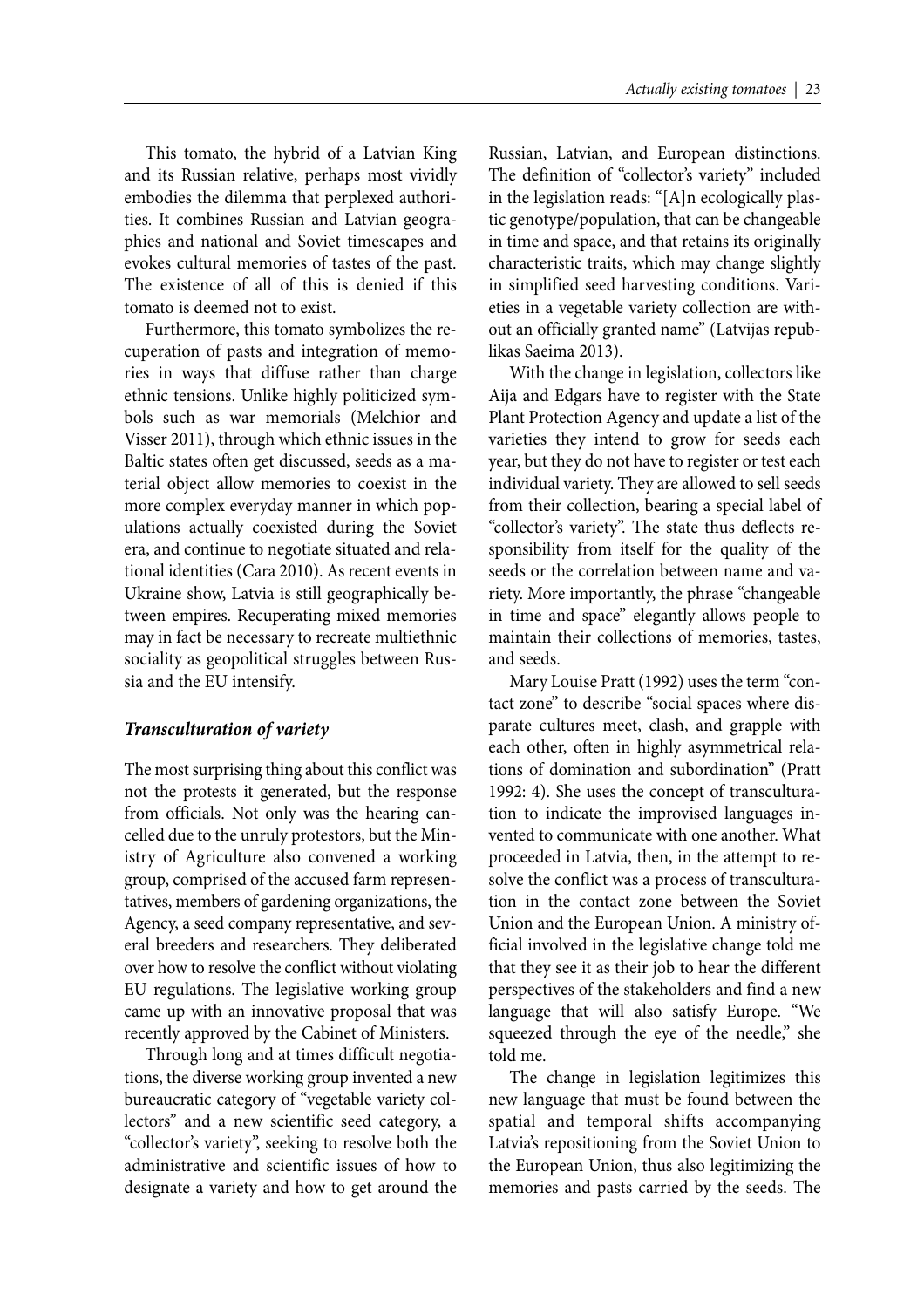This tomato, the hybrid of a Latvian King and its Russian relative, perhaps most vividly embodies the dilemma that perplexed authorities. It combines Russian and Latvian geographies and national and Soviet timescapes and evokes cultural memories of tastes of the past. The existence of all of this is denied if this tomato is deemed not to exist.

Furthermore, this tomato symbolizes the recuperation of pasts and integration of memories in ways that diffuse rather than charge ethnic tensions. Unlike highly politicized symbols such as war memorials (Melchior and Visser 2011), through which ethnic issues in the Baltic states often get discussed, seeds as a material object allow memories to coexist in the more complex everyday manner in which populations actually coexisted during the Soviet era, and continue to negotiate situated and relational identities (Cara 2010). As recent events in Ukraine show, Latvia is still geographically between empires. Recuperating mixed memories may in fact be necessary to recreate multiethnic sociality as geopolitical struggles between Russia and the EU intensify.

### *Transculturation of variety*

The most surprising thing about this conflict was not the protests it generated, but the response from officials. Not only was the hearing cancelled due to the unruly protestors, but the Ministry of Agriculture also convened a working group, comprised of the accused farm representatives, members of gardening organizations, the Agency, a seed company representative, and several breeders and researchers. They deliberated over how to resolve the conflict without violating EU regulations. The legislative working group came up with an innovative proposal that was recently approved by the Cabinet of Ministers.

Through long and at times difficult negotiations, the diverse working group invented a new bureaucratic category of "vegetable variety collectors" and a new scientific seed category, a "collector's variety", seeking to resolve both the administrative and scientific issues of how to designate a variety and how to get around the Russian, Latvian, and European distinctions. The definition of "collector's variety" included in the legislation reads: "[A]n ecologically plastic genotype/population, that can be changeable in time and space, and that retains its originally characteristic traits, which may change slightly in simplified seed harvesting conditions. Varieties in a vegetable variety collection are without an officially granted name" (Latvijas republikas Saeima 2013).

With the change in legislation, collectors like Aija and Edgars have to register with the State Plant Protection Agency and update a list of the varieties they intend to grow for seeds each year, but they do not have to register or test each individual variety. They are allowed to sell seeds from their collection, bearing a special label of "collector's variety". The state thus deflects responsibility from itself for the quality of the seeds or the correlation between name and variety. More importantly, the phrase "changeable in time and space" elegantly allows people to maintain their collections of memories, tastes, and seeds.

Mary Louise Pratt (1992) uses the term "contact zone" to describe "social spaces where disparate cultures meet, clash, and grapple with each other, often in highly asymmetrical relations of domination and subordination" (Pratt 1992: 4). She uses the concept of transculturation to indicate the improvised languages invented to communicate with one another. What proceeded in Latvia, then, in the attempt to resolve the conflict was a process of transculturation in the contact zone between the Soviet Union and the European Union. A ministry official involved in the legislative change told me that they see it as their job to hear the different perspectives of the stakeholders and find a new language that will also satisfy Europe. "We squeezed through the eye of the needle," she told me.

The change in legislation legitimizes this new language that must be found between the spatial and temporal shifts accompanying Latvia's repositioning from the Soviet Union to the European Union, thus also legitimizing the memories and pasts carried by the seeds. The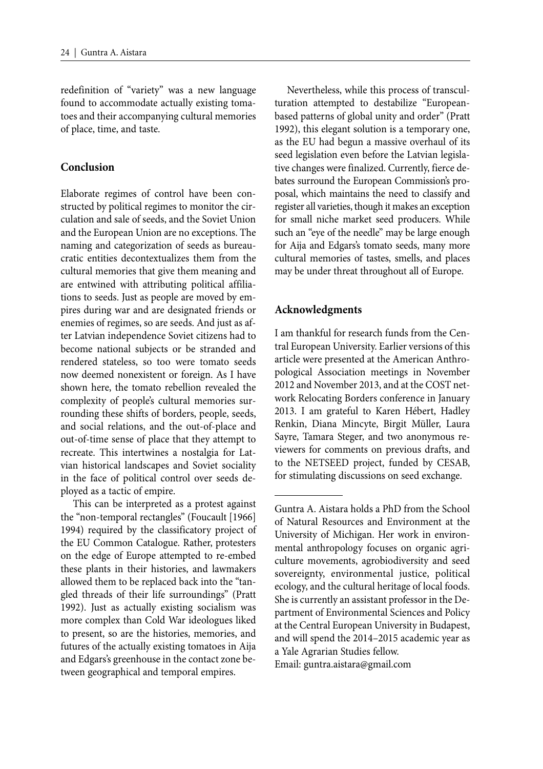redefinition of "variety" was a new language found to accommodate actually existing tomatoes and their accompanying cultural memories of place, time, and taste.

## Conclusion

Elaborate regimes of control have been constructed by political regimes to monitor the circulation and sale of seeds, and the Soviet Union and the European Union are no exceptions. The naming and categorization of seeds as bureaucratic entities decontextualizes them from the cultural memories that give them meaning and are entwined with attributing political affiliations to seeds. Just as people are moved by empires during war and are designated friends or enemies of regimes, so are seeds. And just as after Latvian independence Soviet citizens had to become national subjects or be stranded and rendered stateless, so too were tomato seeds now deemed nonexistent or foreign. As I have shown here, the tomato rebellion revealed the complexity of people's cultural memories surrounding these shifts of borders, people, seeds, and social relations, and the out-of-place and out-of-time sense of place that they attempt to recreate. This intertwines a nostalgia for Latvian historical landscapes and Soviet sociality in the face of political control over seeds deployed as a tactic of empire.

This can be interpreted as a protest against the "non-temporal rectangles" (Foucault [1966] 1994) required by the classificatory project of the EU Common Catalogue. Rather, protesters on the edge of Europe attempted to re-embed these plants in their histories, and lawmakers allowed them to be replaced back into the "tangled threads of their life surroundings" (Pratt 1992). Just as actually existing socialism was more complex than Cold War ideologues liked to present, so are the histories, memories, and futures of the actually existing tomatoes in Aija and Edgars's greenhouse in the contact zone between geographical and temporal empires.

Nevertheless, while this process of transculturation attempted to destabilize "European-based patterns of global unity and order" (Pratt 1992), this elegant solution is a temporary one, as the EU had begun a massive overhaul of its seed legislation even before the Latvian legislative changes were finalized. Currently, fierce debates surround the European Commission's proposal, which maintains the need to classify and register all varieties, though it makes an exception for small niche market seed producers. While such an "eye of the needle" may be large enough for Aija and Edgars's tomato seeds, many more cultural memories of tastes, smells, and places may be under threat throughout all of Europe.

## Acknowledgments

I am thankful for research funds from the Central European University. Earlier versions of this article were presented at the American Anthropological Association meetings in November 2012 and November 2013, and at the COST network Relocating Borders conference in January 2013. I am grateful to Karen Hébert, Hadley Renkin, Diana Mincyte, Birgit Müller, Laura Sayre, Tamara Steger, and two anonymous reviewers for comments on previous drafts, and to the NETSEED project, funded by CESAB, for stimulating discussions on seed exchange.

---

Guntra A. Aistara holds a PhD from the School of Natural Resources and Environment at the University of Michigan. Her work in environmental anthropology focuses on organic agriculture movements, agrobiodiversity and seed sovereignty, environmental justice, political ecology, and the cultural heritage of local foods. She is currently an assistant professor in the Department of Environmental Sciences and Policy at the Central European University in Budapest, and will spend the 2014–2015 academic year as a Yale Agrarian Studies fellow.
Email: guntra.aistara@gmail.com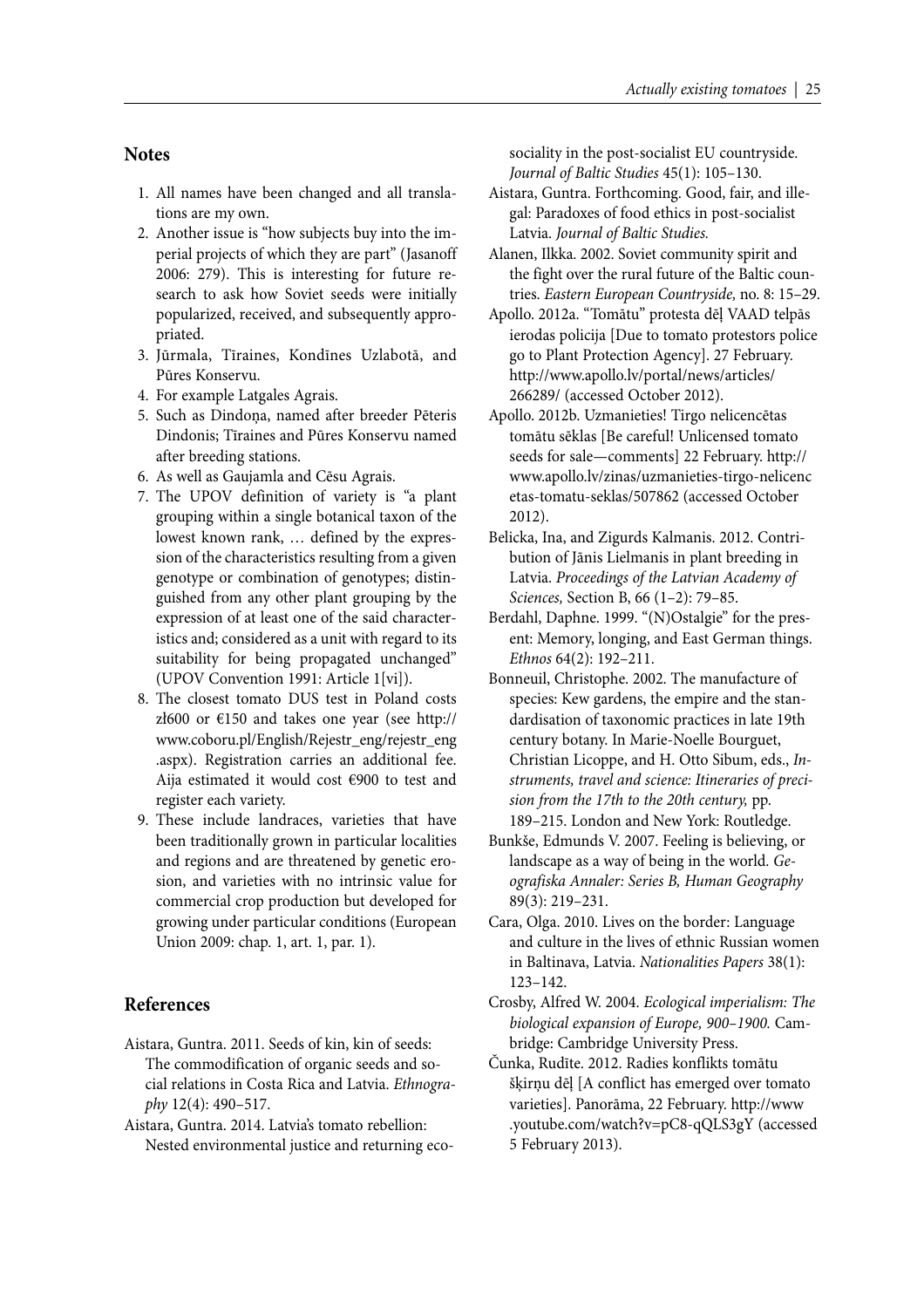## Notes

1. All names have been changed and all translations are my own.
2. Another issue is "how subjects buy into the imperial projects of which they are part" (Jasanoff 2006: 279). This is interesting for future research to ask how Soviet seeds were initially popularized, received, and subsequently appropriated.
3. Jūrmala, Tīraines, Kondīnes Uzlabotā, and Pūres Konservu.
4. For example Latgales Agrais.
5. Such as Dindoņa, named after breeder Pēteris Dindonis; Tīraines and Pūres Konservu named after breeding stations.
6. As well as Gaujamla and Cēsu Agrais.
7. The UPOV definition of variety is "a plant grouping within a single botanical taxon of the lowest known rank, … defined by the expression of the characteristics resulting from a given genotype or combination of genotypes; distinguished from any other plant grouping by the expression of at least one of the said characteristics and; considered as a unit with regard to its suitability for being propagated unchanged" (UPOV Convention 1991: Article 1[vi]).
8. The closest tomato DUS test in Poland costs zł600 or €150 and takes one year (see http://www.coboru.pl/English/Rejestr_eng/rejestr_eng.aspx). Registration carries an additional fee. Aija estimated it would cost €900 to test and register each variety.
9. These include landraces, varieties that have been traditionally grown in particular localities and regions and are threatened by genetic erosion, and varieties with no intrinsic value for commercial crop production but developed for growing under particular conditions (European Union 2009: chap. 1, art. 1, par. 1).

## References

Aistara, Guntra. 2011. Seeds of kin, kin of seeds: The commodification of organic seeds and social relations in Costa Rica and Latvia. *Ethnography* 12(4): 490–517.

Aistara, Guntra. 2014. Latvia's tomato rebellion: Nested environmental justice and returning ecosociality in the post-socialist EU countryside. *Journal of Baltic Studies* 45(1): 105–130.

Aistara, Guntra. Forthcoming. Good, fair, and illegal: Paradoxes of food ethics in post-socialist Latvia. *Journal of Baltic Studies.*

Alanen, Ilkka. 2002. Soviet community spirit and the fight over the rural future of the Baltic countries. *Eastern European Countryside,* no. 8: 15–29.

Apollo. 2012a. "Tomātu" protesta dēļ VAAD telpās ierodas policija [Due to tomato protestors police go to Plant Protection Agency]. 27 February. http://www.apollo.lv/portal/news/articles/266289/ (accessed October 2012).

Apollo. 2012b. Uzmanieties! Tirgo nelicencētas tomātu sēklas [Be careful! Unlicensed tomato seeds for sale—comments] 22 February. http://www.apollo.lv/zinas/uzmanieties-tirgo-nelicencetas-tomatu-seklas/507862 (accessed October 2012).

Belicka, Ina, and Zigurds Kalmanis. 2012. Contribution of Jānis Lielmanis in plant breeding in Latvia. *Proceedings of the Latvian Academy of Sciences,* Section B, 66 (1–2): 79–85.

Berdahl, Daphne. 1999. "(N)Ostalgie" for the present: Memory, longing, and East German things. *Ethnos* 64(2): 192–211.

Bonneuil, Christophe. 2002. The manufacture of species: Kew gardens, the empire and the standardisation of taxonomic practices in late 19th century botany. In Marie-Noelle Bourguet, Christian Licoppe, and H. Otto Sibum, eds., *Instruments, travel and science: Itineraries of precision from the 17th to the 20th century,* pp. 189–215. London and New York: Routledge.

Bunkše, Edmunds V. 2007. Feeling is believing, or landscape as a way of being in the world. *Geografiska Annaler: Series B, Human Geography* 89(3): 219–231.

Cara, Olga. 2010. Lives on the border: Language and culture in the lives of ethnic Russian women in Baltinava, Latvia. *Nationalities Papers* 38(1): 123–142.

Crosby, Alfred W. 2004. *Ecological imperialism: The biological expansion of Europe, 900–1900.* Cambridge: Cambridge University Press.

Čunka, Rudīte. 2012. Radies konflikts tomātu šķirņu dēļ [A conflict has emerged over tomato varieties]. Panorāma, 22 February. http://www.youtube.com/watch?v=pC8-qQLS3gY (accessed 5 February 2013).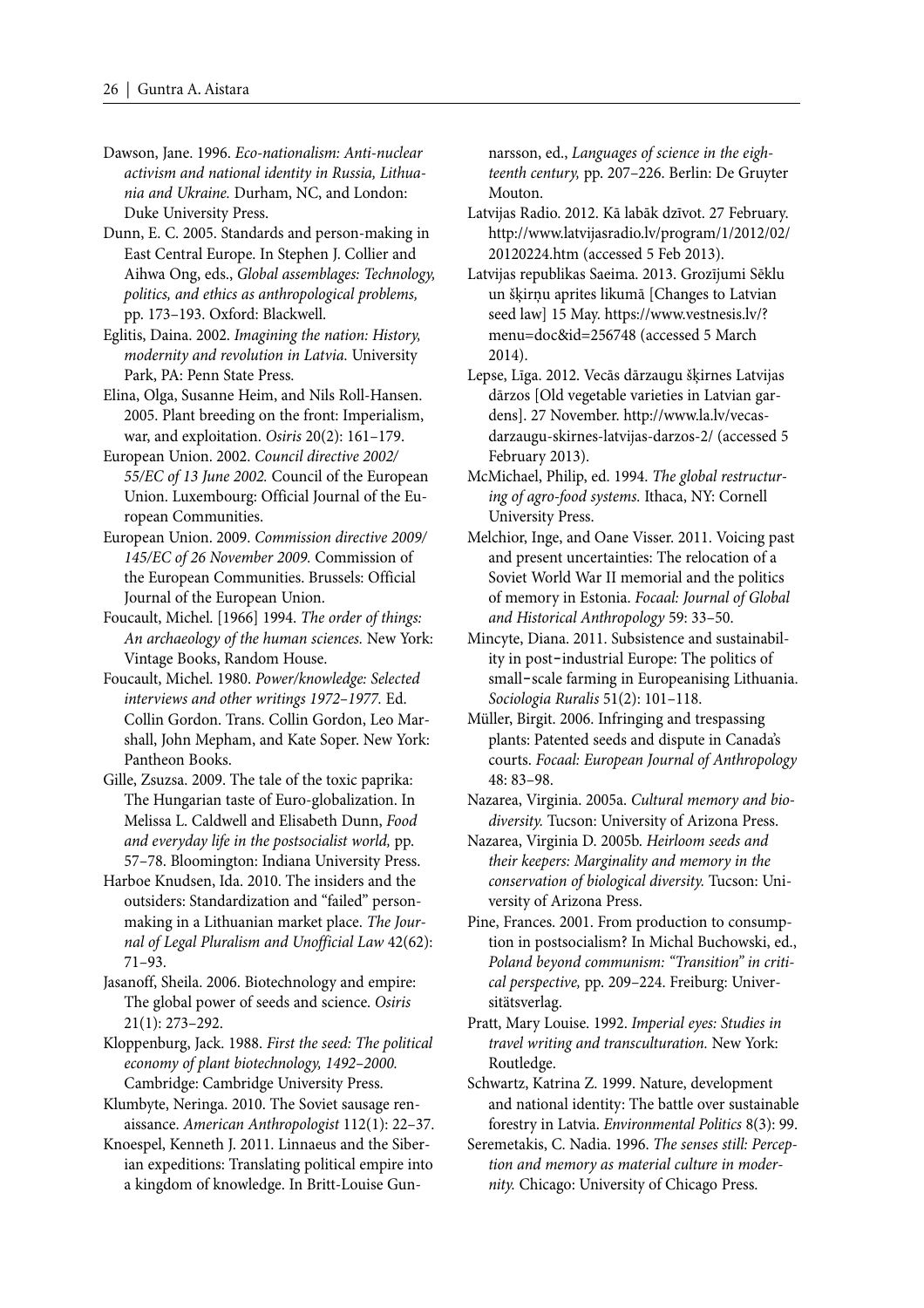Dawson, Jane. 1996. *Eco-nationalism: Anti-nuclear activism and national identity in Russia, Lithuania and Ukraine.* Durham, NC, and London: Duke University Press.

Dunn, E. C. 2005. Standards and person-making in East Central Europe. In Stephen J. Collier and Aihwa Ong, eds., *Global assemblages: Technology, politics, and ethics as anthropological problems,* pp. 173–193. Oxford: Blackwell.

Eglitis, Daina. 2002. *Imagining the nation: History, modernity and revolution in Latvia.* University Park, PA: Penn State Press.

Elina, Olga, Susanne Heim, and Nils Roll-Hansen. 2005. Plant breeding on the front: Imperialism, war, and exploitation. *Osiris* 20(2): 161–179.

European Union. 2002. *Council directive 2002/55/EC of 13 June 2002.* Council of the European Union. Luxembourg: Official Journal of the European Communities.

European Union. 2009. *Commission directive 2009/145/EC of 26 November 2009.* Commission of the European Communities. Brussels: Official Journal of the European Union.

Foucault, Michel. [1966] 1994. *The order of things: An archaeology of the human sciences.* New York: Vintage Books, Random House.

Foucault, Michel. 1980. *Power/knowledge: Selected interviews and other writings 1972–1977.* Ed. Collin Gordon. Trans. Collin Gordon, Leo Marshall, John Mepham, and Kate Soper. New York: Pantheon Books.

Gille, Zsuzsa. 2009. The tale of the toxic paprika: The Hungarian taste of Euro-globalization. In Melissa L. Caldwell and Elisabeth Dunn, *Food and everyday life in the postsocialist world,* pp. 57–78. Bloomington: Indiana University Press.

Harboe Knudsen, Ida. 2010. The insiders and the outsiders: Standardization and "failed" person-making in a Lithuanian market place. *The Journal of Legal Pluralism and Unofficial Law* 42(62): 71–93.

Jasanoff, Sheila. 2006. Biotechnology and empire: The global power of seeds and science. *Osiris* 21(1): 273–292.

Kloppenburg, Jack. 1988. *First the seed: The political economy of plant biotechnology, 1492–2000.* Cambridge: Cambridge University Press.

Klumbyte, Neringa. 2010. The Soviet sausage renaissance. *American Anthropologist* 112(1): 22–37.

Knoespel, Kenneth J. 2011. Linnaeus and the Siberian expeditions: Translating political empire into a kingdom of knowledge. In Britt-Louise Gunnarsson, ed., *Languages of science in the eighteenth century,* pp. 207–226. Berlin: De Gruyter Mouton.

Latvijas Radio. 2012. Kā labāk dzīvot. 27 February. http://www.latvijasradio.lv/program/1/2012/02/20120224.htm (accessed 5 Feb 2013).

Latvijas republikas Saeima. 2013. Grozījumi Sēklu un šķirņu aprites likumā [Changes to Latvian seed law] 15 May. https://www.vestnesis.lv/?menu=doc&id=256748 (accessed 5 March 2014).

Lepse, Līga. 2012. Vecās dārzaugu šķirnes Latvijas dārzos [Old vegetable varieties in Latvian gardens]. 27 November. http://www.la.lv/vecas-darzaugu-skirnes-latvijas-darzos-2/ (accessed 5 February 2013).

McMichael, Philip, ed. 1994. *The global restructuring of agro-food systems.* Ithaca, NY: Cornell University Press.

Melchior, Inge, and Oane Visser. 2011. Voicing past and present uncertainties: The relocation of a Soviet World War II memorial and the politics of memory in Estonia. *Focaal: Journal of Global and Historical Anthropology* 59: 33–50.

Mincyte, Diana. 2011. Subsistence and sustainability in post-industrial Europe: The politics of small-scale farming in Europeanising Lithuania. *Sociologia Ruralis* 51(2): 101–118.

Müller, Birgit. 2006. Infringing and trespassing plants: Patented seeds and dispute in Canada's courts. *Focaal: European Journal of Anthropology* 48: 83–98.

Nazarea, Virginia. 2005a. *Cultural memory and biodiversity.* Tucson: University of Arizona Press.

Nazarea, Virginia D. 2005b. *Heirloom seeds and their keepers: Marginality and memory in the conservation of biological diversity.* Tucson: University of Arizona Press.

Pine, Frances. 2001. From production to consumption in postsocialism? In Michal Buchowski, ed., *Poland beyond communism: "Transition" in critical perspective,* pp. 209–224. Freiburg: Universitätsverlag.

Pratt, Mary Louise. 1992. *Imperial eyes: Studies in travel writing and transculturation.* New York: Routledge.

Schwartz, Katrina Z. 1999. Nature, development and national identity: The battle over sustainable forestry in Latvia. *Environmental Politics* 8(3): 99.

Seremetakis, C. Nadia. 1996. *The senses still: Perception and memory as material culture in modernity.* Chicago: University of Chicago Press.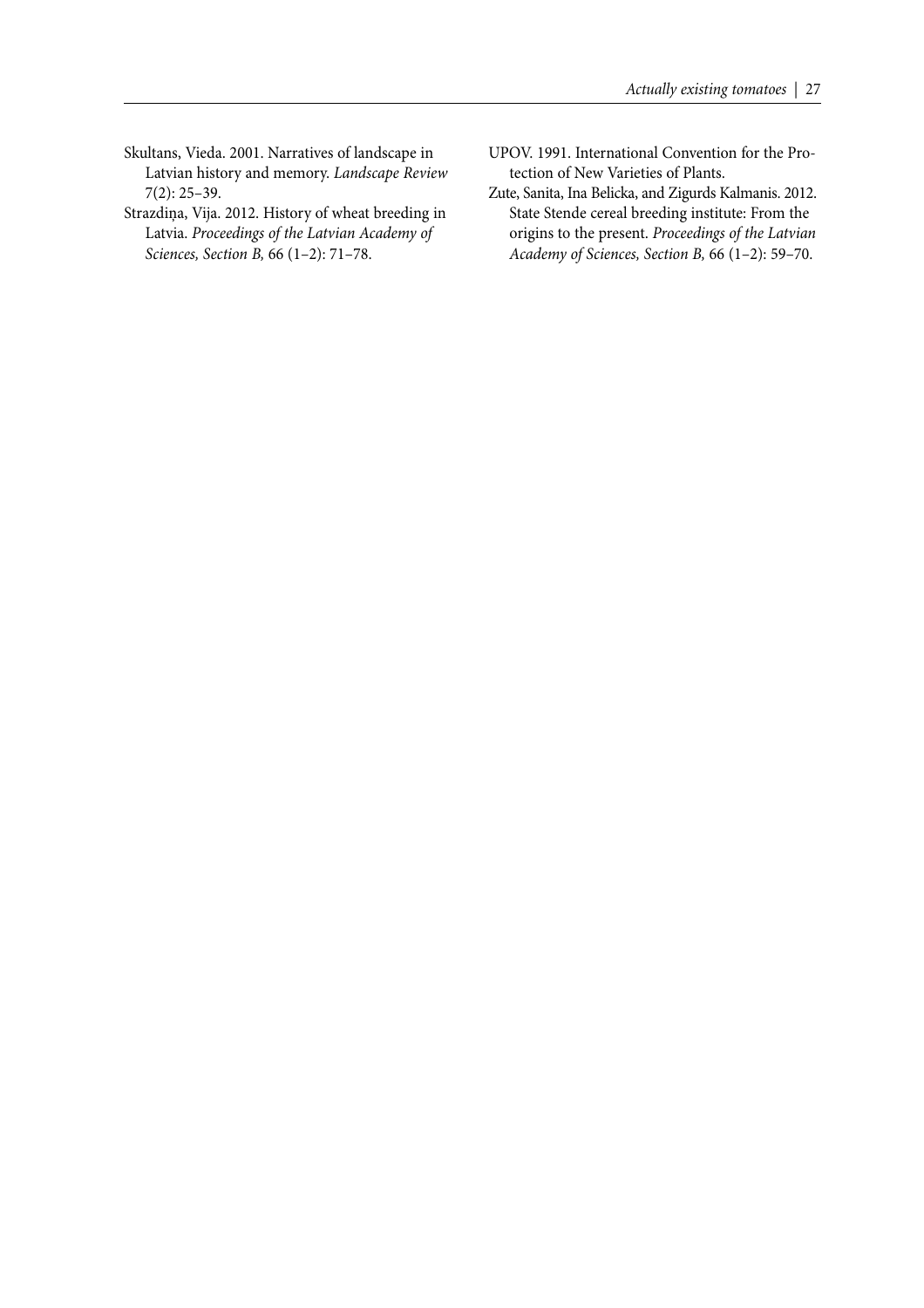Skultans, Vieda. 2001. Narratives of landscape in Latvian history and memory. *Landscape Review* 7(2): 25–39.

Strazdiņa, Vija. 2012. History of wheat breeding in Latvia. *Proceedings of the Latvian Academy of Sciences, Section B,* 66 (1–2): 71–78.

UPOV. 1991. International Convention for the Protection of New Varieties of Plants.

Zute, Sanita, Ina Belicka, and Zigurds Kalmanis. 2012. State Stende cereal breeding institute: From the origins to the present. *Proceedings of the Latvian Academy of Sciences, Section B,* 66 (1–2): 59–70.